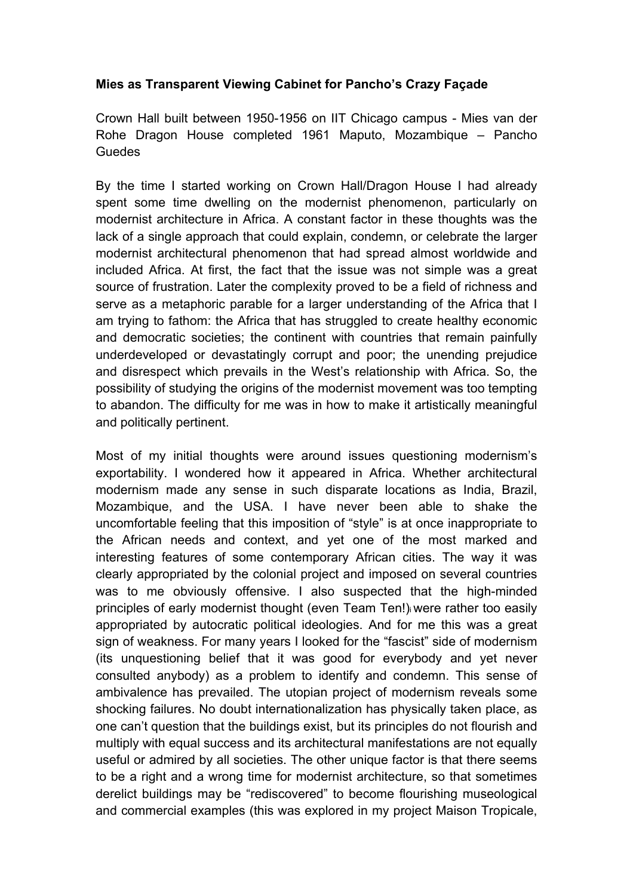**Mies as Transparent Viewing Cabinet for Pancho's Crazy Façade**

Crown Hall built between 1950-1956 on IIT Chicago campus - Mies van der Rohe Dragon House completed 1961 Maputo, Mozambique – Pancho Guedes

By the time I started working on Crown Hall/Dragon House I had already spent some time dwelling on the modernist phenomenon, particularly on modernist architecture in Africa. A constant factor in these thoughts was the lack of a single approach that could explain, condemn, or celebrate the larger modernist architectural phenomenon that had spread almost worldwide and included Africa. At first, the fact that the issue was not simple was a great source of frustration. Later the complexity proved to be a field of richness and serve as a metaphoric parable for a larger understanding of the Africa that I am trying to fathom: the Africa that has struggled to create healthy economic and democratic societies; the continent with countries that remain painfully underdeveloped or devastatingly corrupt and poor; the unending prejudice and disrespect which prevails in the West's relationship with Africa. So, the possibility of studying the origins of the modernist movement was too tempting to abandon. The difficulty for me was in how to make it artistically meaningful and politically pertinent.

Most of my initial thoughts were around issues questioning modernism's exportability. I wondered how it appeared in Africa. Whether architectural modernism made any sense in such disparate locations as India, Brazil, Mozambique, and the USA. I have never been able to shake the uncomfortable feeling that this imposition of "style" is at once inappropriate to the African needs and context, and yet one of the most marked and interesting features of some contemporary African cities. The way it was clearly appropriated by the colonial project and imposed on several countries was to me obviously offensive. I also suspected that the high-minded principles of early modernist thought (even Team Ten!)[i] were rather too easily appropriated by autocratic political ideologies. And for me this was a great sign of weakness. For many years I looked for the "fascist" side of modernism (its unquestioning belief that it was good for everybody and yet never consulted anybody) as a problem to identify and condemn. This sense of ambivalence has prevailed. The utopian project of modernism reveals some shocking failures. No doubt internationalization has physically taken place, as one can't question that the buildings exist, but its principles do not flourish and multiply with equal success and its architectural manifestations are not equally useful or admired by all societies. The other unique factor is that there seems to be a right and a wrong time for modernist architecture, so that sometimes derelict buildings may be "rediscovered" to become flourishing museological and commercial examples (this was explored in my project Maison Tropicale,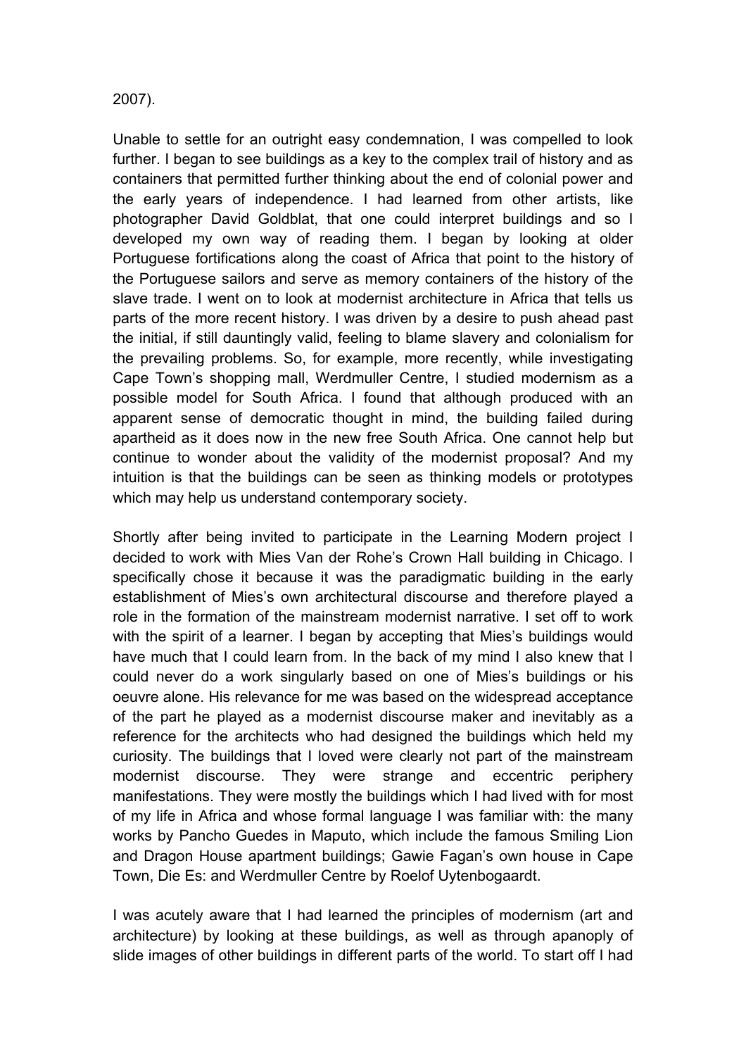2007).

Unable to settle for an outright easy condemnation, I was compelled to look further. I began to see buildings as a key to the complex trail of history and as containers that permitted further thinking about the end of colonial power and the early years of independence. I had learned from other artists, like photographer David Goldblat, that one could interpret buildings and so I developed my own way of reading them. I began by looking at older Portuguese fortifications along the coast of Africa that point to the history of the Portuguese sailors and serve as memory containers of the history of the slave trade. I went on to look at modernist architecture in Africa that tells us parts of the more recent history. I was driven by a desire to push ahead past the initial, if still dauntingly valid, feeling to blame slavery and colonialism for the prevailing problems. So, for example, more recently, while investigating Cape Town's shopping mall, Werdmuller Centre, I studied modernism as a possible model for South Africa. I found that although produced with an apparent sense of democratic thought in mind, the building failed during apartheid as it does now in the new free South Africa. One cannot help but continue to wonder about the validity of the modernist proposal? And my intuition is that the buildings can be seen as thinking models or prototypes which may help us understand contemporary society.

Shortly after being invited to participate in the Learning Modern project I decided to work with Mies Van der Rohe's Crown Hall building in Chicago. I specifically chose it because it was the paradigmatic building in the early establishment of Mies's own architectural discourse and therefore played a role in the formation of the mainstream modernist narrative. I set off to work with the spirit of a learner. I began by accepting that Mies's buildings would have much that I could learn from. In the back of my mind I also knew that I could never do a work singularly based on one of Mies's buildings or his oeuvre alone. His relevance for me was based on the widespread acceptance of the part he played as a modernist discourse maker and inevitably as a reference for the architects who had designed the buildings which held my curiosity. The buildings that I loved were clearly not part of the mainstream modernist discourse. They were strange and eccentric periphery manifestations. They were mostly the buildings which I had lived with for most of my life in Africa and whose formal language I was familiar with: the many works by Pancho Guedes in Maputo, which include the famous Smiling Lion and Dragon House apartment buildings; Gawie Fagan's own house in Cape Town, Die Es: and Werdmuller Centre by Roelof Uytenbogaardt.

I was acutely aware that I had learned the principles of modernism (art and architecture) by looking at these buildings, as well as through apanoply of slide images of other buildings in different parts of the world. To start off I had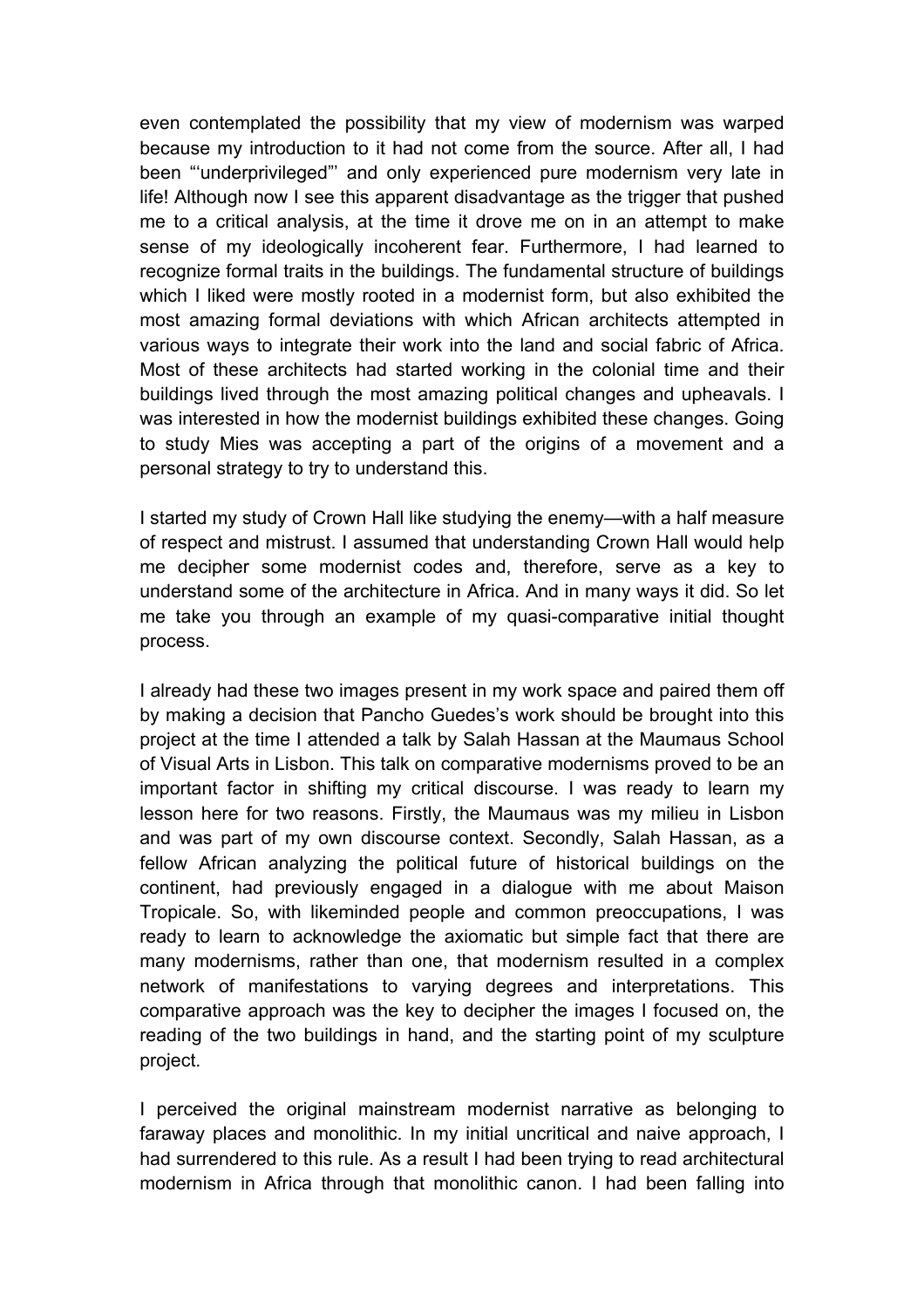even contemplated the possibility that my view of modernism was warped because my introduction to it had not come from the source. After all, I had been "'underprivileged"' and only experienced pure modernism very late in life! Although now I see this apparent disadvantage as the trigger that pushed me to a critical analysis, at the time it drove me on in an attempt to make sense of my ideologically incoherent fear. Furthermore, I had learned to recognize formal traits in the buildings. The fundamental structure of buildings which I liked were mostly rooted in a modernist form, but also exhibited the most amazing formal deviations with which African architects attempted in various ways to integrate their work into the land and social fabric of Africa. Most of these architects had started working in the colonial time and their buildings lived through the most amazing political changes and upheavals. I was interested in how the modernist buildings exhibited these changes. Going to study Mies was accepting a part of the origins of a movement and a personal strategy to try to understand this.

I started my study of Crown Hall like studying the enemy—with a half measure of respect and mistrust. I assumed that understanding Crown Hall would help me decipher some modernist codes and, therefore, serve as a key to understand some of the architecture in Africa. And in many ways it did. So let me take you through an example of my quasi-comparative initial thought process.

I already had these two images present in my work space and paired them off by making a decision that Pancho Guedes's work should be brought into this project at the time I attended a talk by Salah Hassan at the Maumaus School of Visual Arts in Lisbon. This talk on comparative modernisms proved to be an important factor in shifting my critical discourse. I was ready to learn my lesson here for two reasons. Firstly, the Maumaus was my milieu in Lisbon and was part of my own discourse context. Secondly, Salah Hassan, as a fellow African analyzing the political future of historical buildings on the continent, had previously engaged in a dialogue with me about Maison Tropicale. So, with likeminded people and common preoccupations, I was ready to learn to acknowledge the axiomatic but simple fact that there are many modernisms, rather than one, that modernism resulted in a complex network of manifestations to varying degrees and interpretations. This comparative approach was the key to decipher the images I focused on, the reading of the two buildings in hand, and the starting point of my sculpture project.

I perceived the original mainstream modernist narrative as belonging to faraway places and monolithic. In my initial uncritical and naive approach, I had surrendered to this rule. As a result I had been trying to read architectural modernism in Africa through that monolithic canon. I had been falling into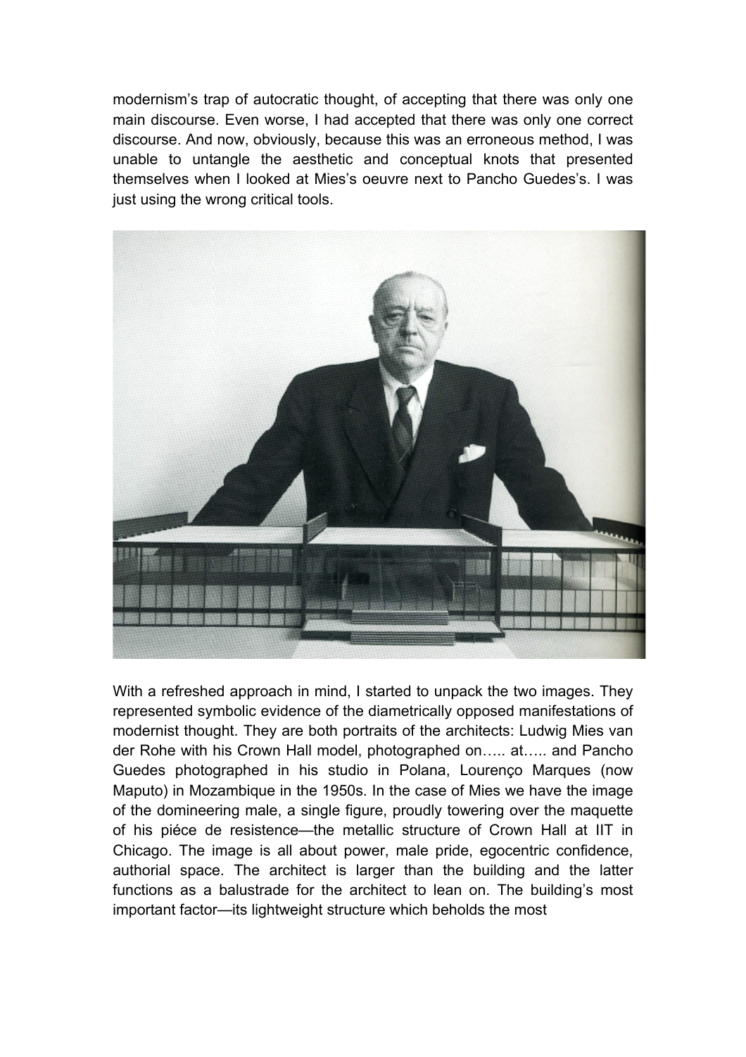modernism's trap of autocratic thought, of accepting that there was only one main discourse. Even worse, I had accepted that there was only one correct discourse. And now, obviously, because this was an erroneous method, I was unable to untangle the aesthetic and conceptual knots that presented themselves when I looked at Mies's oeuvre next to Pancho Guedes's. I was just using the wrong critical tools.

With a refreshed approach in mind, I started to unpack the two images. They represented symbolic evidence of the diametrically opposed manifestations of modernist thought. They are both portraits of the architects: Ludwig Mies van der Rohe with his Crown Hall model, photographed on….. at….. and Pancho Guedes photographed in his studio in Polana, Lourenço Marques (now Maputo) in Mozambique in the 1950s. In the case of Mies we have the image of the domineering male, a single figure, proudly towering over the maquette of his piéce de resistence—the metallic structure of Crown Hall at IIT in Chicago. The image is all about power, male pride, egocentric confidence, authorial space. The architect is larger than the building and the latter functions as a balustrade for the architect to lean on. The building's most important factor—its lightweight structure which beholds the most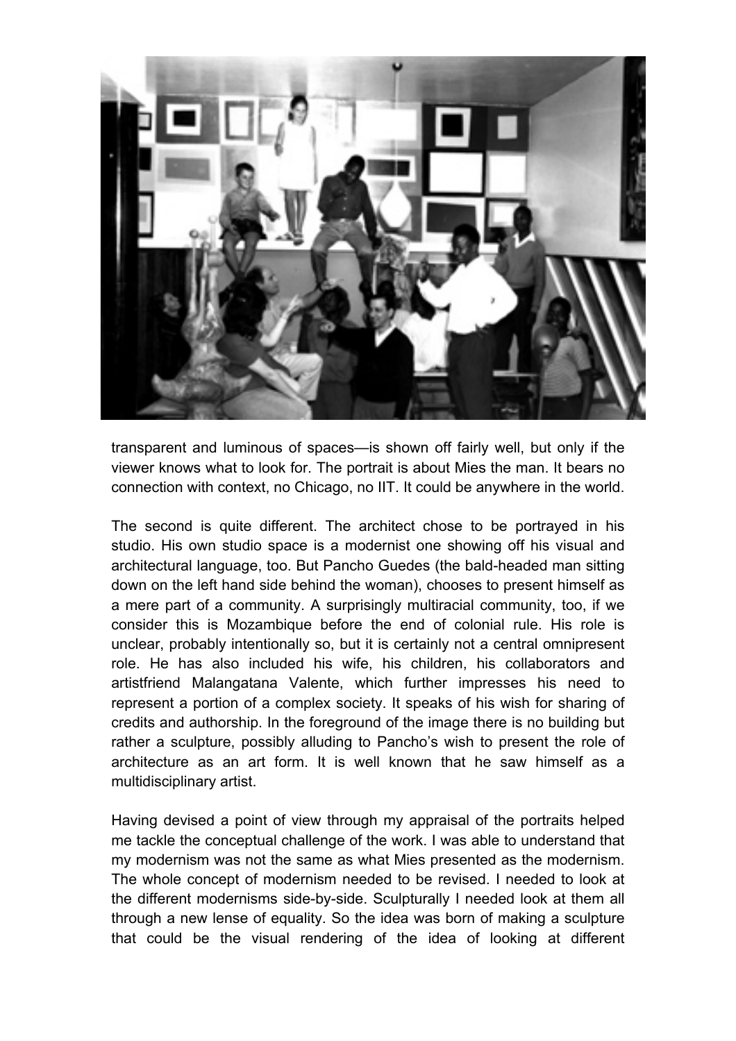transparent and luminous of spaces—is shown off fairly well, but only if the viewer knows what to look for. The portrait is about Mies the man. It bears no connection with context, no Chicago, no IIT. It could be anywhere in the world.

The second is quite different. The architect chose to be portrayed in his studio. His own studio space is a modernist one showing off his visual and architectural language, too. But Pancho Guedes (the bald-headed man sitting down on the left hand side behind the woman), chooses to present himself as a mere part of a community. A surprisingly multiracial community, too, if we consider this is Mozambique before the end of colonial rule. His role is unclear, probably intentionally so, but it is certainly not a central omnipresent role. He has also included his wife, his children, his collaborators and artistfriend Malangatana Valente, which further impresses his need to represent a portion of a complex society. It speaks of his wish for sharing of credits and authorship. In the foreground of the image there is no building but rather a sculpture, possibly alluding to Pancho's wish to present the role of architecture as an art form. It is well known that he saw himself as a multidisciplinary artist.

Having devised a point of view through my appraisal of the portraits helped me tackle the conceptual challenge of the work. I was able to understand that my modernism was not the same as what Mies presented as the modernism. The whole concept of modernism needed to be revised. I needed to look at the different modernisms side-by-side. Sculpturally I needed look at them all through a new lense of equality. So the idea was born of making a sculpture that could be the visual rendering of the idea of looking at different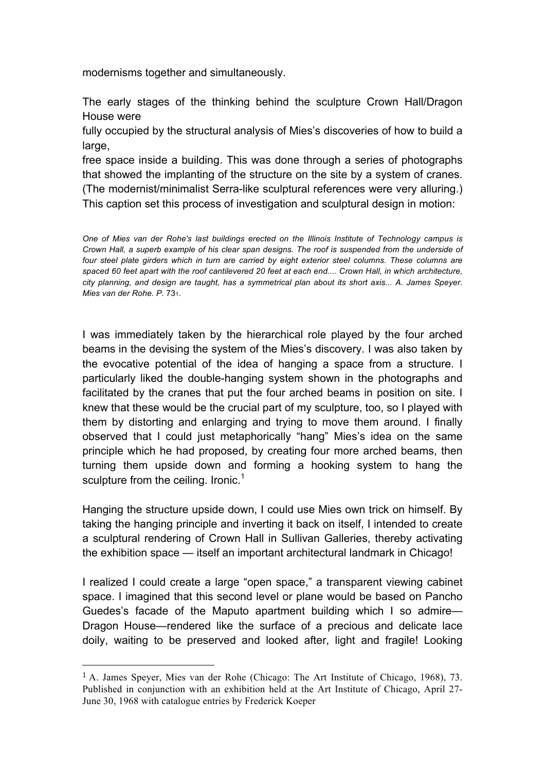modernisms together and simultaneously.

The early stages of the thinking behind the sculpture Crown Hall/Dragon House were fully occupied by the structural analysis of Mies's discoveries of how to build a large, free space inside a building. This was done through a series of photographs that showed the implanting of the structure on the site by a system of cranes. (The modernist/minimalist Serra-like sculptural references were very alluring.) This caption set this process of investigation and sculptural design in motion:

*One of Mies van der Rohe's last buildings erected on the Illinois Institute of Technology campus is Crown Hall, a superb example of his clear span designs. The roof is suspended from the underside of four steel plate girders which in turn are carried by eight exterior steel columns. These columns are spaced 60 feet apart with the roof cantilevered 20 feet at each end.... Crown Hall, in which architecture, city planning, and design are taught, has a symmetrical plan about its short axis... A. James Speyer. Mies van der Rohe. P.* 73[1].

I was immediately taken by the hierarchical role played by the four arched beams in the devising the system of the Mies's discovery. I was also taken by the evocative potential of the idea of hanging a space from a structure. I particularly liked the double-hanging system shown in the photographs and facilitated by the cranes that put the four arched beams in position on site. I knew that these would be the crucial part of my sculpture, too, so I played with them by distorting and enlarging and trying to move them around. I finally observed that I could just metaphorically "hang" Mies's idea on the same principle which he had proposed, by creating four more arched beams, then turning them upside down and forming a hooking system to hang the sculpture from the ceiling. Ironic.[1]

Hanging the structure upside down, I could use Mies own trick on himself. By taking the hanging principle and inverting it back on itself, I intended to create a sculptural rendering of Crown Hall in Sullivan Galleries, thereby activating the exhibition space — itself an important architectural landmark in Chicago!

I realized I could create a large "open space," a transparent viewing cabinet space. I imagined that this second level or plane would be based on Pancho Guedes's facade of the Maputo apartment building which I so admire—Dragon House—rendered like the surface of a precious and delicate lace doily, waiting to be preserved and looked after, light and fragile! Looking

[1] A. James Speyer, Mies van der Rohe (Chicago: The Art Institute of Chicago, 1968), 73. Published in conjunction with an exhibition held at the Art Institute of Chicago, April 27-June 30, 1968 with catalogue entries by Frederick Koeper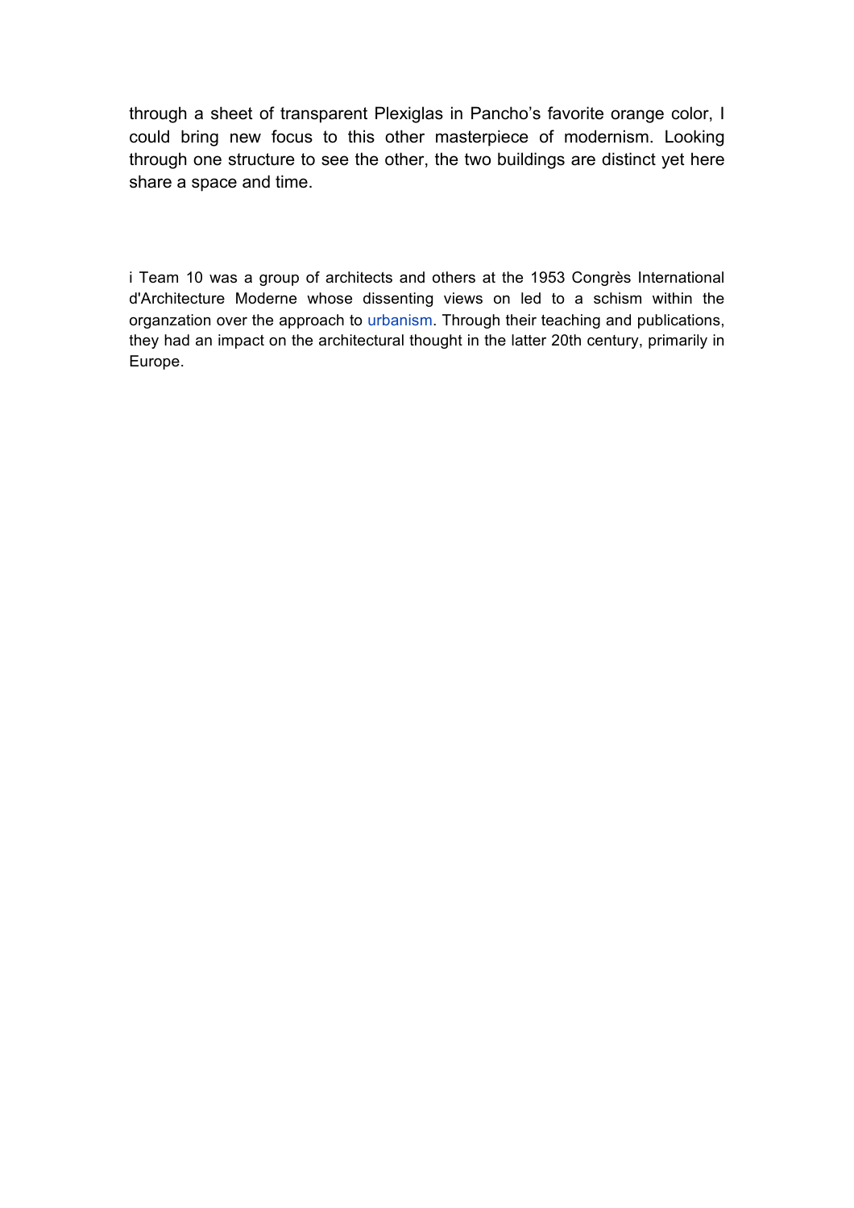through a sheet of transparent Plexiglas in Pancho's favorite orange color, I could bring new focus to this other masterpiece of modernism. Looking through one structure to see the other, the two buildings are distinct yet here share a space and time.

i Team 10 was a group of architects and others at the 1953 Congrès International d'Architecture Moderne whose dissenting views on led to a schism within the organzation over the approach to urbanism. Through their teaching and publications, they had an impact on the architectural thought in the latter 20th century, primarily in Europe.